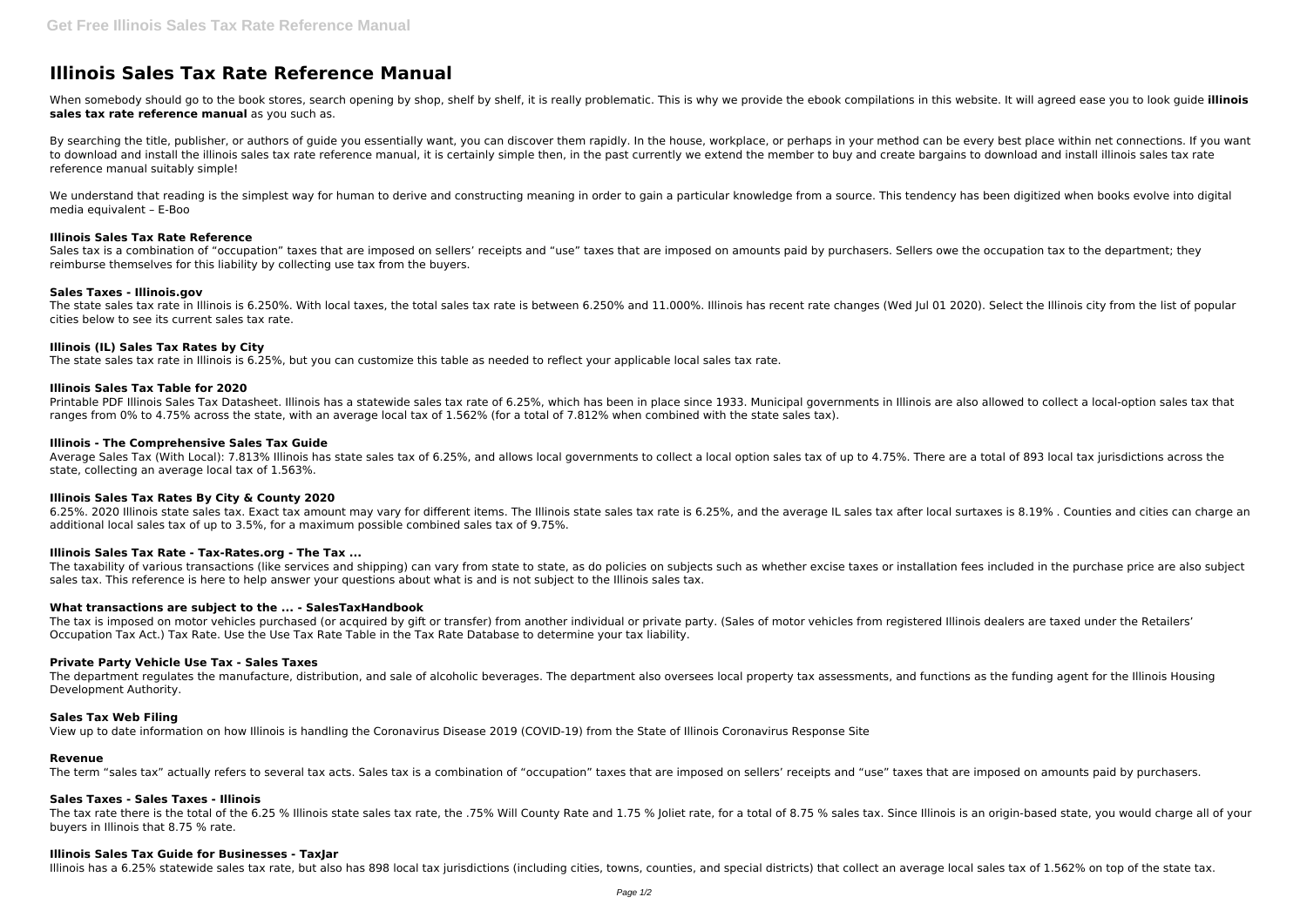# Illinois Sales Tax Rate Reference Manual

When somebody should go to the book stores, search opening by shop, shelf by shelf, it is really problematic. This is why we provide the ebook compilations in this website. It will agreed ease you to look guide **illinois sales tax rate reference manual** as you such as.

By searching the title, publisher, or authors of guide you essentially want, you can discover them rapidly. In the house, workplace, or perhaps in your method can be every best place within net connections. If you want to download and install the illinois sales tax rate reference manual, it is certainly simple then, in the past currently we extend the member to buy and create bargains to download and install illinois sales tax rate reference manual suitably simple!

We understand that reading is the simplest way for human to derive and constructing meaning in order to gain a particular knowledge from a source. This tendency has been digitized when books evolve into digital media equivalent – E-Boo

### Illinois Sales Tax Rate Reference

Sales tax is a combination of “occupation” taxes that are imposed on sellers’ receipts and “use” taxes that are imposed on amounts paid by purchasers. Sellers owe the occupation tax to the department; they reimburse themselves for this liability by collecting use tax from the buyers.

### Sales Taxes - Illinois.gov

The state sales tax rate in Illinois is 6.250%. With local taxes, the total sales tax rate is between 6.250% and 11.000%. Illinois has recent rate changes (Wed Jul 01 2020). Select the Illinois city from the list of popular cities below to see its current sales tax rate.

### Illinois (IL) Sales Tax Rates by City

The state sales tax rate in Illinois is 6.25%, but you can customize this table as needed to reflect your applicable local sales tax rate.

### Illinois Sales Tax Table for 2020

Printable PDF Illinois Sales Tax Datasheet. Illinois has a statewide sales tax rate of 6.25%, which has been in place since 1933. Municipal governments in Illinois are also allowed to collect a local-option sales tax that ranges from 0% to 4.75% across the state, with an average local tax of 1.562% (for a total of 7.812% when combined with the state sales tax).

### Illinois - The Comprehensive Sales Tax Guide

Average Sales Tax (With Local): 7.813% Illinois has state sales tax of 6.25%, and allows local governments to collect a local option sales tax of up to 4.75%. There are a total of 893 local tax jurisdictions across the state, collecting an average local tax of 1.563%.

### Illinois Sales Tax Rates By City & County 2020

6.25%. 2020 Illinois state sales tax. Exact tax amount may vary for different items. The Illinois state sales tax rate is 6.25%, and the average IL sales tax after local surtaxes is 8.19% . Counties and cities can charge an additional local sales tax of up to 3.5%, for a maximum possible combined sales tax of 9.75%.

### Illinois Sales Tax Rate - Tax-Rates.org - The Tax ...

The taxability of various transactions (like services and shipping) can vary from state to state, as do policies on subjects such as whether excise taxes or installation fees included in the purchase price are also subject sales tax. This reference is here to help answer your questions about what is and is not subject to the Illinois sales tax.

### What transactions are subject to the ... - SalesTaxHandbook

The tax is imposed on motor vehicles purchased (or acquired by gift or transfer) from another individual or private party. (Sales of motor vehicles from registered Illinois dealers are taxed under the Retailers’ Occupation Tax Act.) Tax Rate. Use the Use Tax Rate Table in the Tax Rate Database to determine your tax liability.

### Private Party Vehicle Use Tax - Sales Taxes

The department regulates the manufacture, distribution, and sale of alcoholic beverages. The department also oversees local property tax assessments, and functions as the funding agent for the Illinois Housing Development Authority.

### Sales Tax Web Filing

View up to date information on how Illinois is handling the Coronavirus Disease 2019 (COVID-19) from the State of Illinois Coronavirus Response Site

### Revenue

The term “sales tax” actually refers to several tax acts. Sales tax is a combination of “occupation” taxes that are imposed on sellers’ receipts and “use” taxes that are imposed on amounts paid by purchasers.

### Sales Taxes - Sales Taxes - Illinois

The tax rate there is the total of the 6.25 % Illinois state sales tax rate, the .75% Will County Rate and 1.75 % Joliet rate, for a total of 8.75 % sales tax. Since Illinois is an origin-based state, you would charge all of your buyers in Illinois that 8.75 % rate.

### Illinois Sales Tax Guide for Businesses - TaxJar

Illinois has a 6.25% statewide sales tax rate, but also has 898 local tax jurisdictions (including cities, towns, counties, and special districts) that collect an average local sales tax of 1.562% on top of the state tax.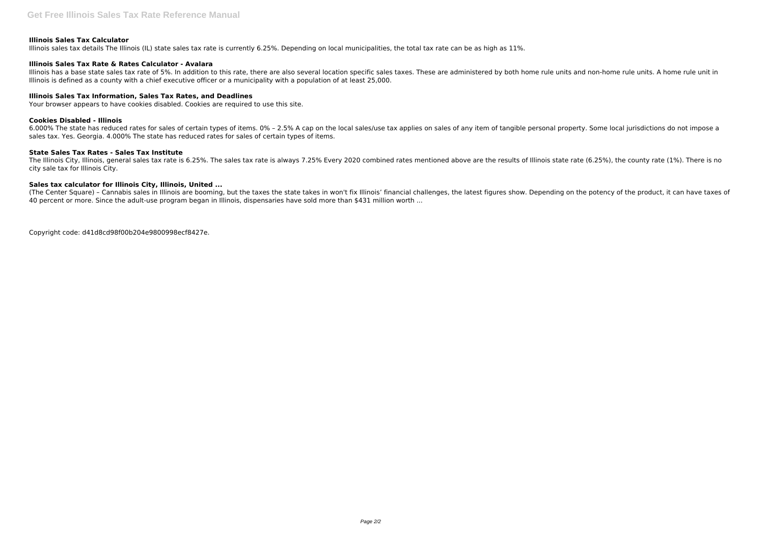### Illinois Sales Tax Calculator

Illinois sales tax details The Illinois (IL) state sales tax rate is currently 6.25%. Depending on local municipalities, the total tax rate can be as high as 11%.

### Illinois Sales Tax Rate & Rates Calculator - Avalara

Illinois has a base state sales tax rate of 5%. In addition to this rate, there are also several location specific sales taxes. These are administered by both home rule units and non-home rule units. A home rule unit in Illinois is defined as a county with a chief executive officer or a municipality with a population of at least 25,000.

### Illinois Sales Tax Information, Sales Tax Rates, and Deadlines

Your browser appears to have cookies disabled. Cookies are required to use this site.

### Cookies Disabled - Illinois

6.000% The state has reduced rates for sales of certain types of items. 0% – 2.5% A cap on the local sales/use tax applies on sales of any item of tangible personal property. Some local jurisdictions do not impose a sales tax. Yes. Georgia. 4.000% The state has reduced rates for sales of certain types of items.

### State Sales Tax Rates - Sales Tax Institute

The Illinois City, Illinois, general sales tax rate is 6.25%. The sales tax rate is always 7.25% Every 2020 combined rates mentioned above are the results of Illinois state rate (6.25%), the county rate (1%). There is no city sale tax for Illinois City.

### Sales tax calculator for Illinois City, Illinois, United ...

(The Center Square) – Cannabis sales in Illinois are booming, but the taxes the state takes in won't fix Illinois' financial challenges, the latest figures show. Depending on the potency of the product, it can have taxes of 40 percent or more. Since the adult-use program began in Illinois, dispensaries have sold more than $431 million worth ...

Copyright code: d41d8cd98f00b204e9800998ecf8427e.